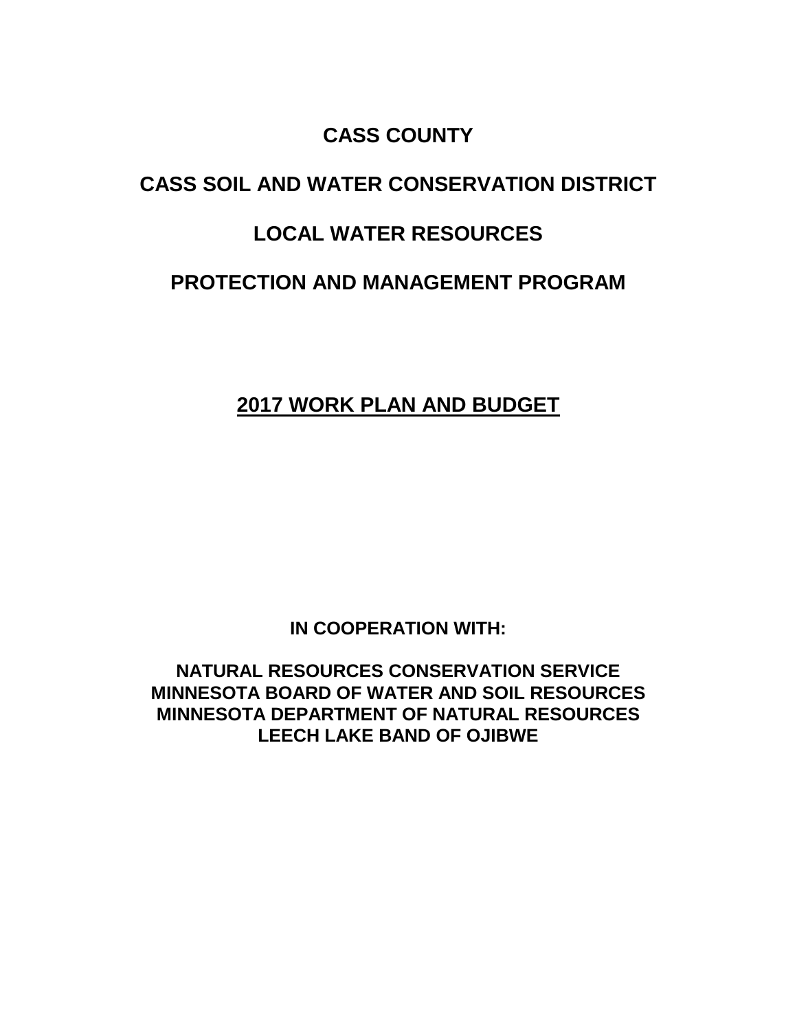# CASS COUNTY

# CASS SOIL AND WATER CONSERVATION DISTRICT

# LOCAL WATER RESOURCES

# PROTECTION AND MANAGEMENT PROGRAM

## 2017 WORK PLAN AND BUDGET

**IN COOPERATION WITH:**

**NATURAL RESOURCES CONSERVATION SERVICE**
**MINNESOTA BOARD OF WATER AND SOIL RESOURCES**
**MINNESOTA DEPARTMENT OF NATURAL RESOURCES**
**LEECH LAKE BAND OF OJIBWE**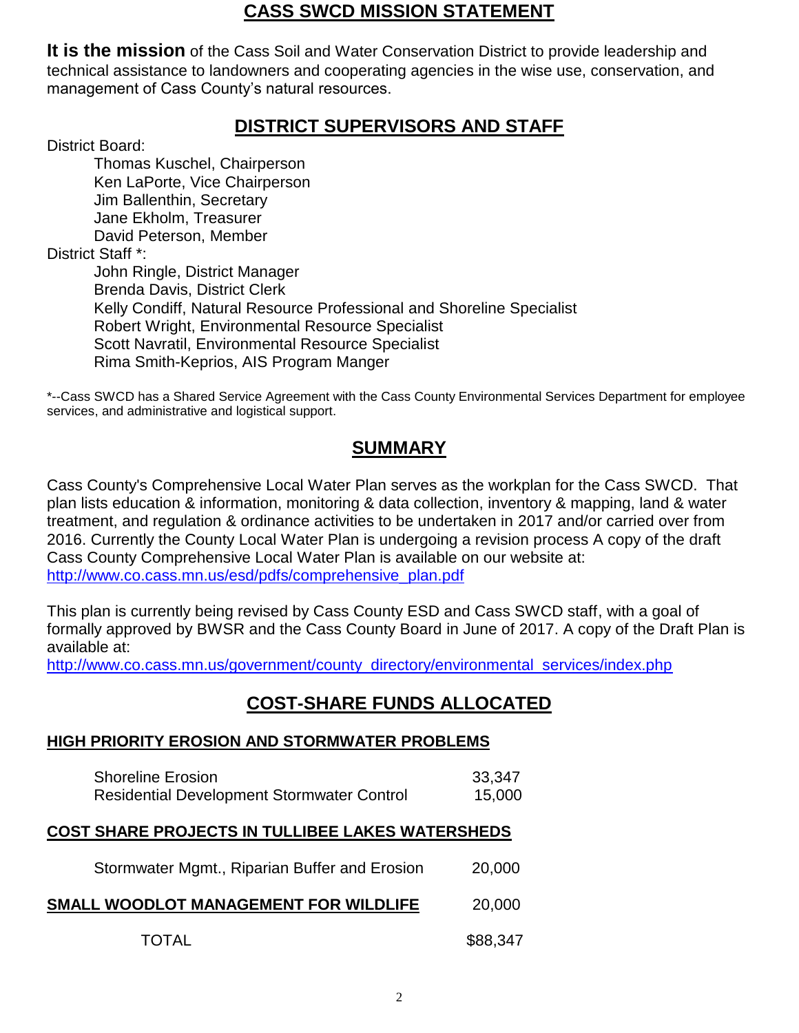## CASS SWCD MISSION STATEMENT

**It is the mission** of the Cass Soil and Water Conservation District to provide leadership and technical assistance to landowners and cooperating agencies in the wise use, conservation, and management of Cass County's natural resources.

## DISTRICT SUPERVISORS AND STAFF

District Board:

- Thomas Kuschel, Chairperson
- Ken LaPorte, Vice Chairperson
- Jim Ballenthin, Secretary
- Jane Ekholm, Treasurer
- David Peterson, Member

District Staff *:

- John Ringle, District Manager
- Brenda Davis, District Clerk
- Kelly Condiff, Natural Resource Professional and Shoreline Specialist
- Robert Wright, Environmental Resource Specialist
- Scott Navratil, Environmental Resource Specialist
- Rima Smith-Keprios, AIS Program Manger

*--Cass SWCD has a Shared Service Agreement with the Cass County Environmental Services Department for employee services, and administrative and logistical support.

## SUMMARY

Cass County's Comprehensive Local Water Plan serves as the workplan for the Cass SWCD. That plan lists education & information, monitoring & data collection, inventory & mapping, land & water treatment, and regulation & ordinance activities to be undertaken in 2017 and/or carried over from 2016. Currently the County Local Water Plan is undergoing a revision process A copy of the draft Cass County Comprehensive Local Water Plan is available on our website at: http://www.co.cass.mn.us/esd/pdfs/comprehensive_plan.pdf

This plan is currently being revised by Cass County ESD and Cass SWCD staff, with a goal of formally approved by BWSR and the Cass County Board in June of 2017. A copy of the Draft Plan is available at: http://www.co.cass.mn.us/government/county_directory/environmental_services/index.php

## COST-SHARE FUNDS ALLOCATED

### HIGH PRIORITY EROSION AND STORMWATER PROBLEMS

| | |
|---|---|
| Shoreline Erosion | 33,347 |
| Residential Development Stormwater Control | 15,000 |

### COST SHARE PROJECTS IN TULLIBEE LAKES WATERSHEDS

| | |
|---|---|
| Stormwater Mgmt., Riparian Buffer and Erosion | 20,000 |

| | |
|---|---|
| **SMALL WOODLOT MANAGEMENT FOR WILDLIFE** | 20,000 |
| TOTAL | $88,347 |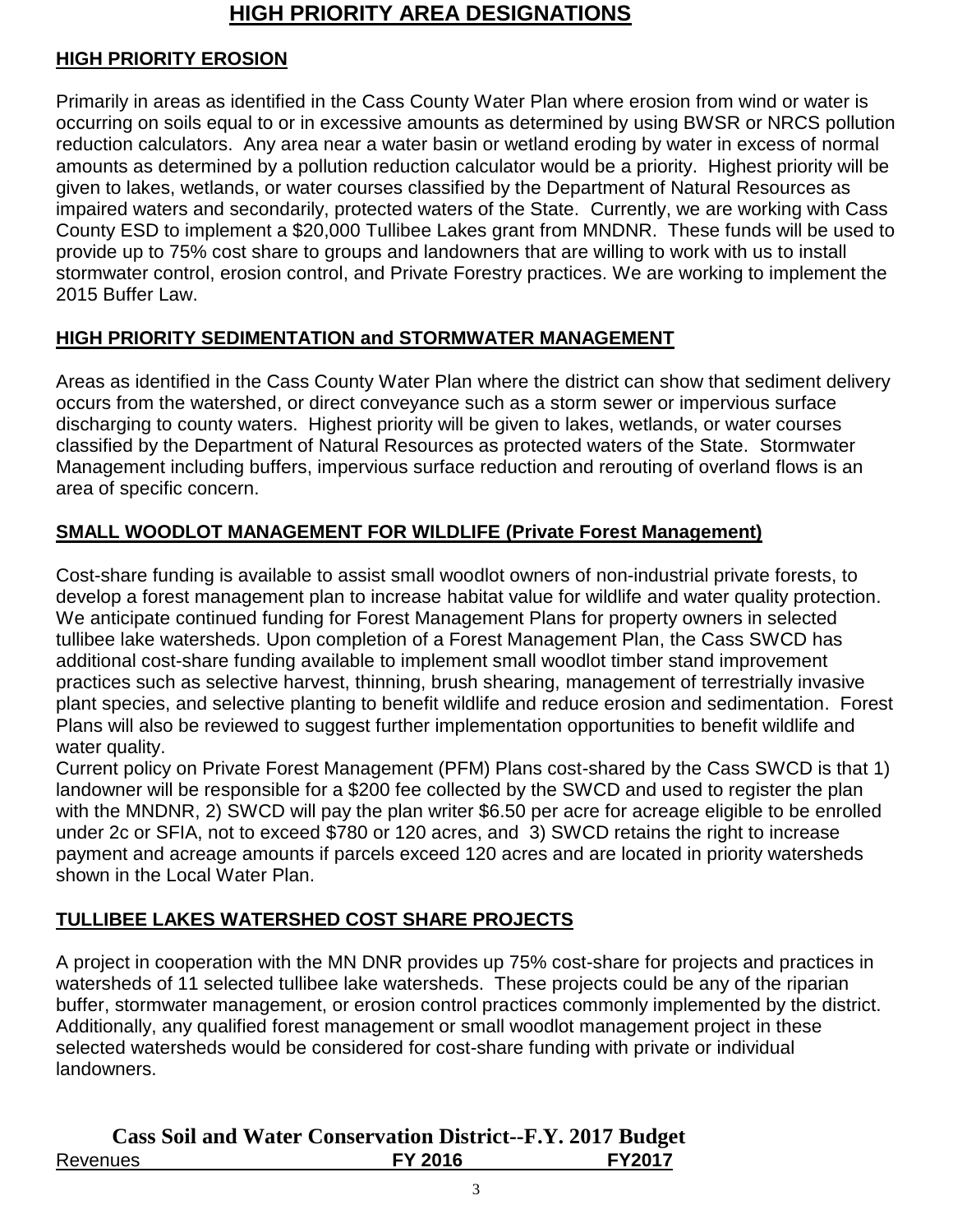# HIGH PRIORITY AREA DESIGNATIONS

## HIGH PRIORITY EROSION

Primarily in areas as identified in the Cass County Water Plan where erosion from wind or water is occurring on soils equal to or in excessive amounts as determined by using BWSR or NRCS pollution reduction calculators. Any area near a water basin or wetland eroding by water in excess of normal amounts as determined by a pollution reduction calculator would be a priority. Highest priority will be given to lakes, wetlands, or water courses classified by the Department of Natural Resources as impaired waters and secondarily, protected waters of the State. Currently, we are working with Cass County ESD to implement a $20,000 Tullibee Lakes grant from MNDNR. These funds will be used to provide up to 75% cost share to groups and landowners that are willing to work with us to install stormwater control, erosion control, and Private Forestry practices. We are working to implement the 2015 Buffer Law.

## HIGH PRIORITY SEDIMENTATION and STORMWATER MANAGEMENT

Areas as identified in the Cass County Water Plan where the district can show that sediment delivery occurs from the watershed, or direct conveyance such as a storm sewer or impervious surface discharging to county waters. Highest priority will be given to lakes, wetlands, or water courses classified by the Department of Natural Resources as protected waters of the State. Stormwater Management including buffers, impervious surface reduction and rerouting of overland flows is an area of specific concern.

## SMALL WOODLOT MANAGEMENT FOR WILDLIFE (Private Forest Management)

Cost-share funding is available to assist small woodlot owners of non-industrial private forests, to develop a forest management plan to increase habitat value for wildlife and water quality protection. We anticipate continued funding for Forest Management Plans for property owners in selected tullibee lake watersheds. Upon completion of a Forest Management Plan, the Cass SWCD has additional cost-share funding available to implement small woodlot timber stand improvement practices such as selective harvest, thinning, brush shearing, management of terrestrially invasive plant species, and selective planting to benefit wildlife and reduce erosion and sedimentation. Forest Plans will also be reviewed to suggest further implementation opportunities to benefit wildlife and water quality.

Current policy on Private Forest Management (PFM) Plans cost-shared by the Cass SWCD is that 1) landowner will be responsible for a $200 fee collected by the SWCD and used to register the plan with the MNDNR, 2) SWCD will pay the plan writer $6.50 per acre for acreage eligible to be enrolled under 2c or SFIA, not to exceed $780 or 120 acres, and 3) SWCD retains the right to increase payment and acreage amounts if parcels exceed 120 acres and are located in priority watersheds shown in the Local Water Plan.

## TULLIBEE LAKES WATERSHED COST SHARE PROJECTS

A project in cooperation with the MN DNR provides up 75% cost-share for projects and practices in watersheds of 11 selected tullibee lake watersheds. These projects could be any of the riparian buffer, stormwater management, or erosion control practices commonly implemented by the district. Additionally, any qualified forest management or small woodlot management project in these selected watersheds would be considered for cost-share funding with private or individual landowners.

## Cass Soil and Water Conservation District--F.Y. 2017 Budget

| Revenues | FY 2016 | FY2017 |
| --- | --- | --- |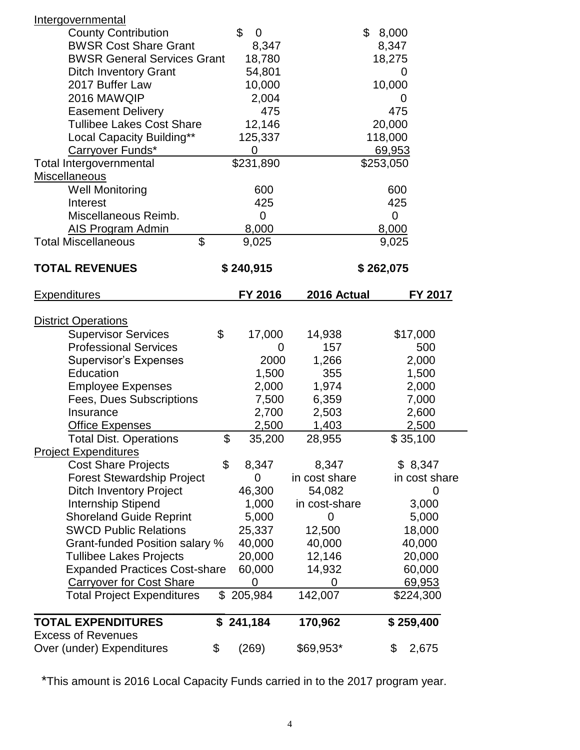| | FY 2016 | 2016 Actual | FY 2017 |
|---|---|---|---|
| Intergovernmental | | | |
| County Contribution | $ 0 | | $ 8,000 |
| BWSR Cost Share Grant | 8,347 | | 8,347 |
| BWSR General Services Grant | 18,780 | | 18,275 |
| Ditch Inventory Grant | 54,801 | | 0 |
| 2017 Buffer Law | 10,000 | | 10,000 |
| 2016 MAWQIP | 2,004 | | 0 |
| Easement Delivery | 475 | | 475 |
| Tullibee Lakes Cost Share | 12,146 | | 20,000 |
| Local Capacity Building** | 125,337 | | 118,000 |
| Carryover Funds* | 0 | | 69,953 |
| Total Intergovernmental | $231,890 | | $253,050 |
| Miscellaneous | | | |
| Well Monitoring | 600 | | 600 |
| Interest | 425 | | 425 |
| Miscellaneous Reimb. | 0 | | 0 |
| AIS Program Admin | 8,000 | | 8,000 |
| Total Miscellaneous | $ 9,025 | | 9,025 |
| **TOTAL REVENUES** | **$ 240,915** | | **$ 262,075** |

| Expenditures | FY 2016 | 2016 Actual | FY 2017 |
|---|---|---|---|
| District Operations | | | |
| Supervisor Services | $ 17,000 | 14,938 | $17,000 |
| Professional Services | 0 | 157 | 500 |
| Supervisor's Expenses | 2000 | 1,266 | 2,000 |
| Education | 1,500 | 355 | 1,500 |
| Employee Expenses | 2,000 | 1,974 | 2,000 |
| Fees, Dues Subscriptions | 7,500 | 6,359 | 7,000 |
| Insurance | 2,700 | 2,503 | 2,600 |
| Office Expenses | 2,500 | 1,403 | 2,500 |
| Total Dist. Operations | $ 35,200 | 28,955 | $ 35,100 |
| Project Expenditures | | | |
| Cost Share Projects | $ 8,347 | 8,347 | $ 8,347 |
| Forest Stewardship Project | 0 | in cost share | in cost share |
| Ditch Inventory Project | 46,300 | 54,082 | 0 |
| Internship Stipend | 1,000 | in cost-share | 3,000 |
| Shoreland Guide Reprint | 5,000 | 0 | 5,000 |
| SWCD Public Relations | 25,337 | 12,500 | 18,000 |
| Grant-funded Position salary % | 40,000 | 40,000 | 40,000 |
| Tullibee Lakes Projects | 20,000 | 12,146 | 20,000 |
| Expanded Practices Cost-share | 60,000 | 14,932 | 60,000 |
| Carryover for Cost Share | 0 | 0 | 69,953 |
| Total Project Expenditures | $ 205,984 | 142,007 | $224,300 |
| **TOTAL EXPENDITURES** | **$ 241,184** | **170,962** | **$ 259,400** |
| Excess of Revenues Over (under) Expenditures | $ (269) | $69,953* | $ 2,675 |

*This amount is 2016 Local Capacity Funds carried in to the 2017 program year.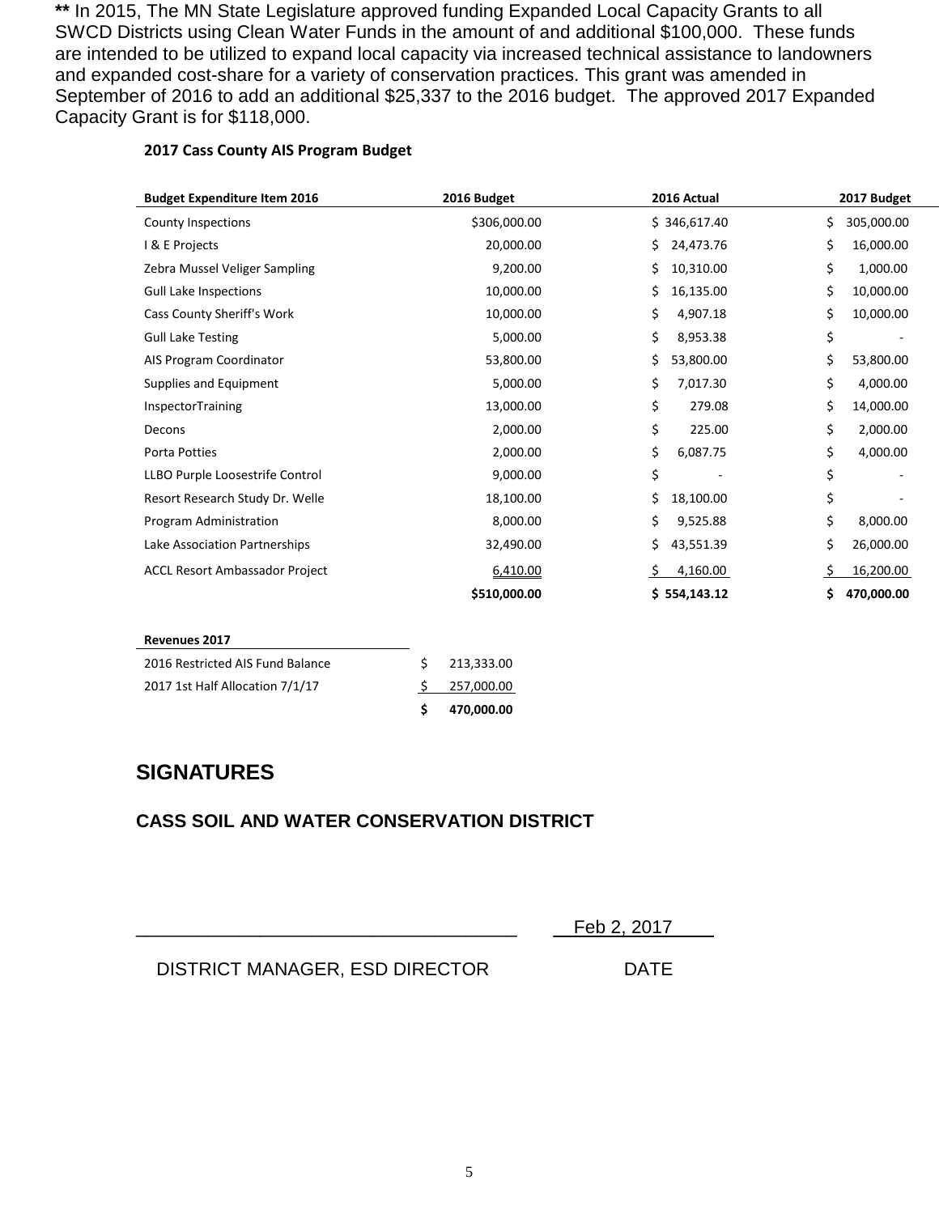** In 2015, The MN State Legislature approved funding Expanded Local Capacity Grants to all SWCD Districts using Clean Water Funds in the amount of and additional $100,000. These funds are intended to be utilized to expand local capacity via increased technical assistance to landowners and expanded cost-share for a variety of conservation practices. This grant was amended in September of 2016 to add an additional $25,337 to the 2016 budget. The approved 2017 Expanded Capacity Grant is for $118,000.

**2017 Cass County AIS Program Budget**

| Budget Expenditure Item 2016 | 2016 Budget | 2016 Actual | 2017 Budget |
|---|---|---|---|
| County Inspections | $306,000.00 | $ 346,617.40 | $ 305,000.00 |
| I & E Projects | 20,000.00 | $ 24,473.76 | $ 16,000.00 |
| Zebra Mussel Veliger Sampling | 9,200.00 | $ 10,310.00 | $ 1,000.00 |
| Gull Lake Inspections | 10,000.00 | $ 16,135.00 | $ 10,000.00 |
| Cass County Sheriff's Work | 10,000.00 | $ 4,907.18 | $ 10,000.00 |
| Gull Lake Testing | 5,000.00 | $ 8,953.38 | $ - |
| AIS Program Coordinator | 53,800.00 | $ 53,800.00 | $ 53,800.00 |
| Supplies and Equipment | 5,000.00 | $ 7,017.30 | $ 4,000.00 |
| InspectorTraining | 13,000.00 | $ 279.08 | $ 14,000.00 |
| Decons | 2,000.00 | $ 225.00 | $ 2,000.00 |
| Porta Potties | 2,000.00 | $ 6,087.75 | $ 4,000.00 |
| LLBO Purple Loosestrife Control | 9,000.00 | $ - | $ - |
| Resort Research Study Dr. Welle | 18,100.00 | $ 18,100.00 | $ - |
| Program Administration | 8,000.00 | $ 9,525.88 | $ 8,000.00 |
| Lake Association Partnerships | 32,490.00 | $ 43,551.39 | $ 26,000.00 |
| ACCL Resort Ambassador Project | 6,410.00 | $ 4,160.00 | $ 16,200.00 |
| | **$510,000.00** | **$ 554,143.12** | **$ 470,000.00** |

| Revenues 2017 | |
|---|---|
| 2016 Restricted AIS Fund Balance | $ 213,333.00 |
| 2017 1st Half Allocation 7/1/17 | $ 257,000.00 |
| | **$ 470,000.00** |

## SIGNATURES

### CASS SOIL AND WATER CONSERVATION DISTRICT

_________________________________ Feb 2, 2017

DISTRICT MANAGER, ESD DIRECTOR DATE